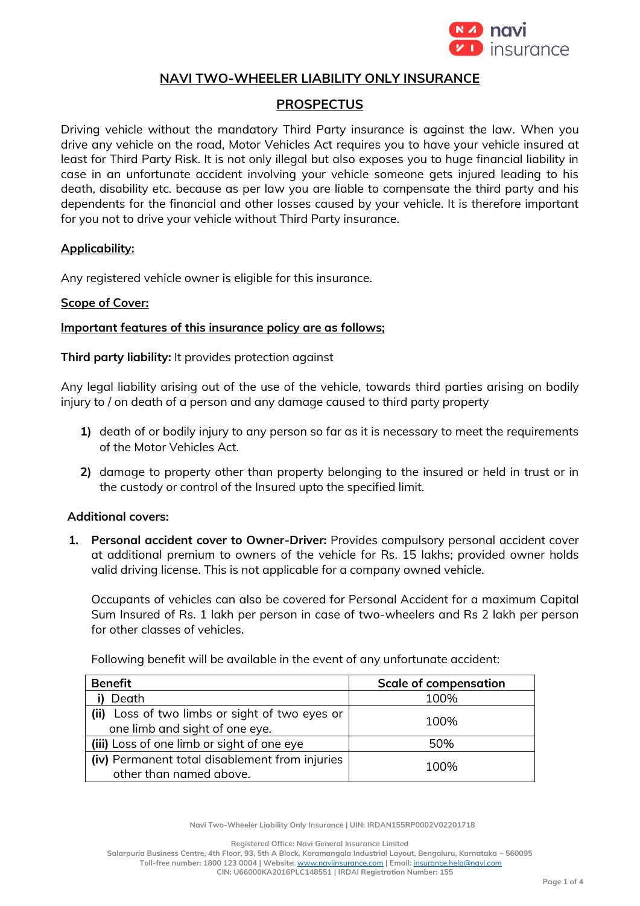# NAVI TWO-WHEELER LIABILITY ONLY INSURANCE

## PROSPECTUS

Driving vehicle without the mandatory Third Party insurance is against the law. When you drive any vehicle on the road, Motor Vehicles Act requires you to have your vehicle insured at least for Third Party Risk. It is not only illegal but also exposes you to huge financial liability in case in an unfortunate accident involving your vehicle someone gets injured leading to his death, disability etc. because as per law you are liable to compensate the third party and his dependents for the financial and other losses caused by your vehicle. It is therefore important for you not to drive your vehicle without Third Party insurance.

**Applicability:**

Any registered vehicle owner is eligible for this insurance.

**Scope of Cover:**

**Important features of this insurance policy are as follows;**

**Third party liability:** It provides protection against

Any legal liability arising out of the use of the vehicle, towards third parties arising on bodily injury to / on death of a person and any damage caused to third party property

1) death of or bodily injury to any person so far as it is necessary to meet the requirements of the Motor Vehicles Act.
2) damage to property other than property belonging to the insured or held in trust or in the custody or control of the Insured upto the specified limit.

**Additional covers:**

1. **Personal accident cover to Owner-Driver:** Provides compulsory personal accident cover at additional premium to owners of the vehicle for Rs. 15 lakhs; provided owner holds valid driving license. This is not applicable for a company owned vehicle.

   Occupants of vehicles can also be covered for Personal Accident for a maximum Capital Sum Insured of Rs. 1 lakh per person in case of two-wheelers and Rs 2 lakh per person for other classes of vehicles.

   Following benefit will be available in the event of any unfortunate accident:

| Benefit | Scale of compensation |
|---|---|
| i) Death | 100% |
| (ii) Loss of two limbs or sight of two eyes or one limb and sight of one eye. | 100% |
| (iii) Loss of one limb or sight of one eye | 50% |
| (iv) Permanent total disablement from injuries other than named above. | 100% |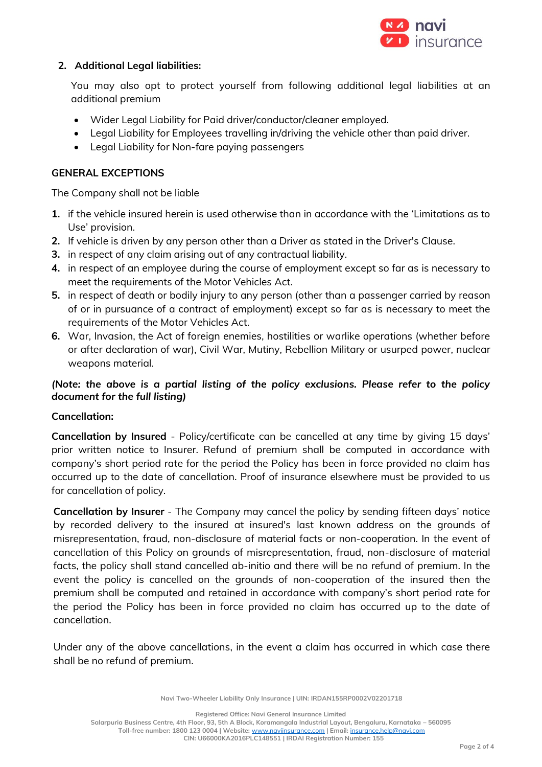## 2. Additional Legal liabilities:

You may also opt to protect yourself from following additional legal liabilities at an additional premium

- Wider Legal Liability for Paid driver/conductor/cleaner employed.
- Legal Liability for Employees travelling in/driving the vehicle other than paid driver.
- Legal Liability for Non-fare paying passengers

## GENERAL EXCEPTIONS

The Company shall not be liable

1. if the vehicle insured herein is used otherwise than in accordance with the 'Limitations as to Use' provision.
2. If vehicle is driven by any person other than a Driver as stated in the Driver's Clause.
3. in respect of any claim arising out of any contractual liability.
4. in respect of an employee during the course of employment except so far as is necessary to meet the requirements of the Motor Vehicles Act.
5. in respect of death or bodily injury to any person (other than a passenger carried by reason of or in pursuance of a contract of employment) except so far as is necessary to meet the requirements of the Motor Vehicles Act.
6. War, Invasion, the Act of foreign enemies, hostilities or warlike operations (whether before or after declaration of war), Civil War, Mutiny, Rebellion Military or usurped power, nuclear weapons material.

***(Note: the above is a partial listing of the policy exclusions. Please refer to the policy document for the full listing)***

**Cancellation:**

**Cancellation by Insured** - Policy/certificate can be cancelled at any time by giving 15 days' prior written notice to Insurer. Refund of premium shall be computed in accordance with company's short period rate for the period the Policy has been in force provided no claim has occurred up to the date of cancellation. Proof of insurance elsewhere must be provided to us for cancellation of policy.

**Cancellation by Insurer** - The Company may cancel the policy by sending fifteen days' notice by recorded delivery to the insured at insured's last known address on the grounds of misrepresentation, fraud, non-disclosure of material facts or non-cooperation. In the event of cancellation of this Policy on grounds of misrepresentation, fraud, non-disclosure of material facts, the policy shall stand cancelled ab-initio and there will be no refund of premium. In the event the policy is cancelled on the grounds of non-cooperation of the insured then the premium shall be computed and retained in accordance with company's short period rate for the period the Policy has been in force provided no claim has occurred up to the date of cancellation.

Under any of the above cancellations, in the event a claim has occurred in which case there shall be no refund of premium.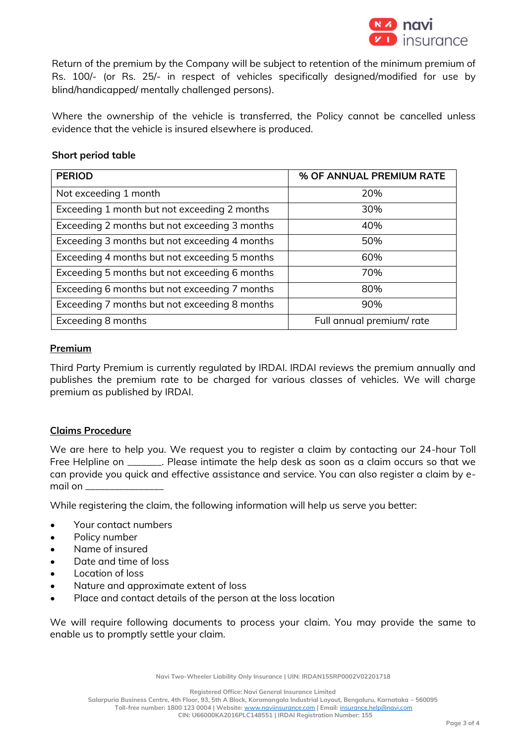Return of the premium by the Company will be subject to retention of the minimum premium of Rs. 100/- (or Rs. 25/- in respect of vehicles specifically designed/modified for use by blind/handicapped/ mentally challenged persons).

Where the ownership of the vehicle is transferred, the Policy cannot be cancelled unless evidence that the vehicle is insured elsewhere is produced.

**Short period table**

| PERIOD | % OF ANNUAL PREMIUM RATE |
|---|---|
| Not exceeding 1 month | 20% |
| Exceeding 1 month but not exceeding 2 months | 30% |
| Exceeding 2 months but not exceeding 3 months | 40% |
| Exceeding 3 months but not exceeding 4 months | 50% |
| Exceeding 4 months but not exceeding 5 months | 60% |
| Exceeding 5 months but not exceeding 6 months | 70% |
| Exceeding 6 months but not exceeding 7 months | 80% |
| Exceeding 7 months but not exceeding 8 months | 90% |
| Exceeding 8 months | Full annual premium/ rate |

## Premium

Third Party Premium is currently regulated by IRDAI. IRDAI reviews the premium annually and publishes the premium rate to be charged for various classes of vehicles. We will charge premium as published by IRDAI.

## Claims Procedure

We are here to help you. We request you to register a claim by contacting our 24-hour Toll Free Helpline on ______. Please intimate the help desk as soon as a claim occurs so that we can provide you quick and effective assistance and service. You can also register a claim by e-mail on _______________

While registering the claim, the following information will help us serve you better:

- Your contact numbers
- Policy number
- Name of insured
- Date and time of loss
- Location of loss
- Nature and approximate extent of loss
- Place and contact details of the person at the loss location

We will require following documents to process your claim. You may provide the same to enable us to promptly settle your claim.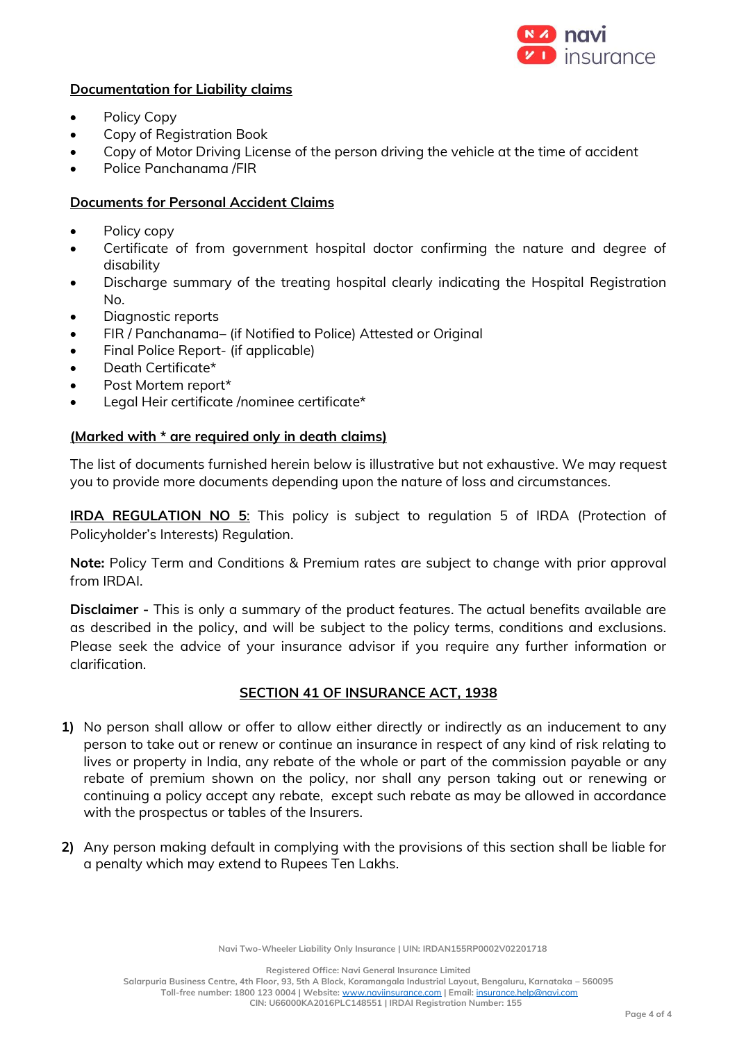## Documentation for Liability claims

- Policy Copy
- Copy of Registration Book
- Copy of Motor Driving License of the person driving the vehicle at the time of accident
- Police Panchanama /FIR

## Documents for Personal Accident Claims

- Policy copy
- Certificate of from government hospital doctor confirming the nature and degree of disability
- Discharge summary of the treating hospital clearly indicating the Hospital Registration No.
- Diagnostic reports
- FIR / Panchanama– (if Notified to Police) Attested or Original
- Final Police Report- (if applicable)
- Death Certificate*
- Post Mortem report*
- Legal Heir certificate /nominee certificate*

**(Marked with * are required only in death claims)**

The list of documents furnished herein below is illustrative but not exhaustive. We may request you to provide more documents depending upon the nature of loss and circumstances.

**IRDA REGULATION NO 5:** This policy is subject to regulation 5 of IRDA (Protection of Policyholder's Interests) Regulation.

**Note:** Policy Term and Conditions & Premium rates are subject to change with prior approval from IRDAI.

**Disclaimer -** This is only a summary of the product features. The actual benefits available are as described in the policy, and will be subject to the policy terms, conditions and exclusions. Please seek the advice of your insurance advisor if you require any further information or clarification.

## SECTION 41 OF INSURANCE ACT, 1938

1) No person shall allow or offer to allow either directly or indirectly as an inducement to any person to take out or renew or continue an insurance in respect of any kind of risk relating to lives or property in India, any rebate of the whole or part of the commission payable or any rebate of premium shown on the policy, nor shall any person taking out or renewing or continuing a policy accept any rebate, except such rebate as may be allowed in accordance with the prospectus or tables of the Insurers.

2) Any person making default in complying with the provisions of this section shall be liable for a penalty which may extend to Rupees Ten Lakhs.

Navi Two-Wheeler Liability Only Insurance | UIN: IRDAN155RP0002V02201718

Registered Office: Navi General Insurance Limited
Salarpuria Business Centre, 4th Floor, 93, 5th A Block, Koramangala Industrial Layout, Bengaluru, Karnataka – 560095
Toll-free number: 1800 123 0004 | Website: www.naviinsurance.com | Email: insurance.help@navi.com
CIN: U66000KA2016PLC148551 | IRDAI Registration Number: 155